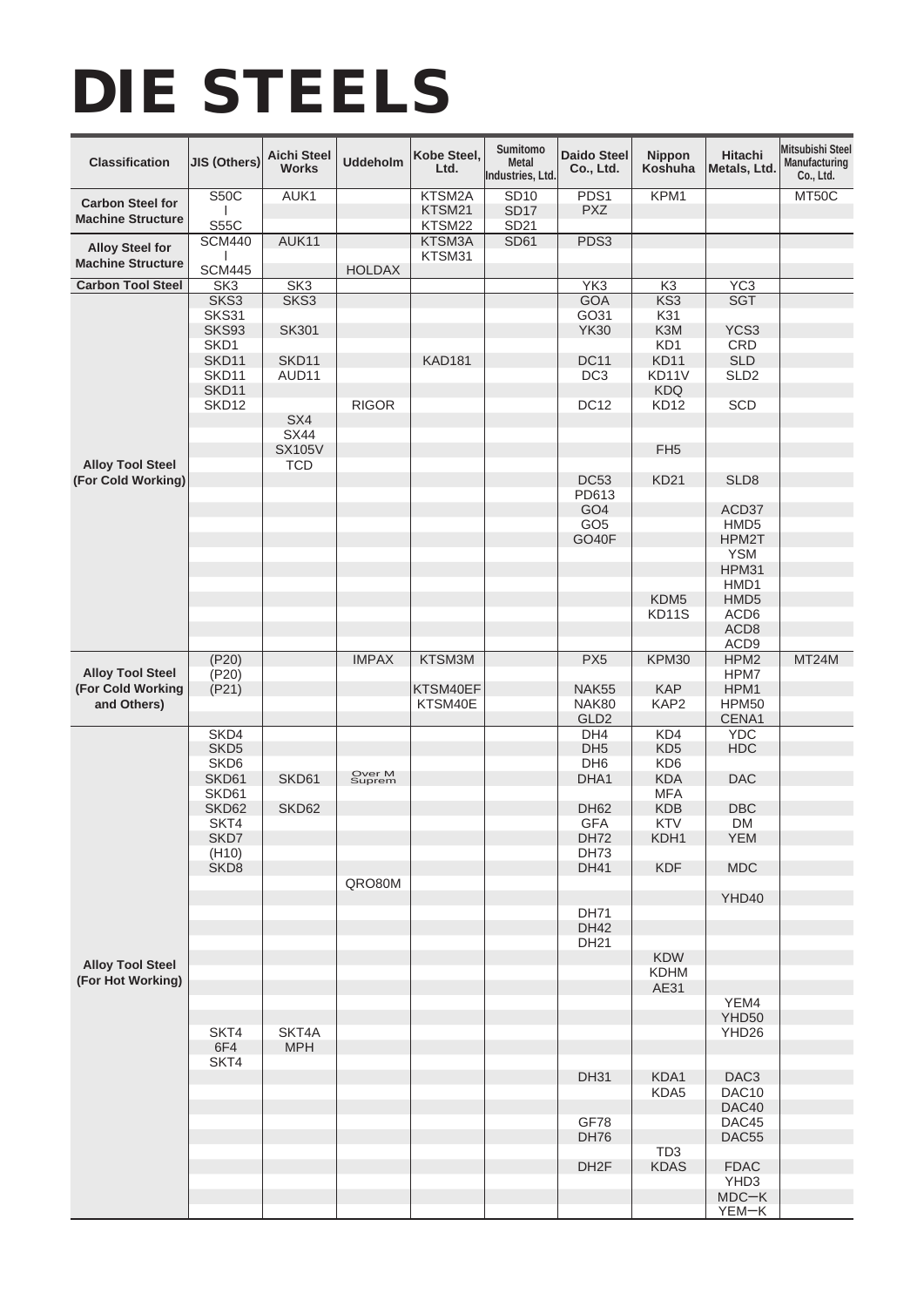# DIE STEELS

| Classification | JIS (Others) | Aichi Steel Works | Uddeholm | Kobe Steel, Ltd. | Sumitomo Metal Industries, Ltd. | Daido Steel Co., Ltd. | Nippon Koshuha | Hitachi Metals, Ltd. | Mitsubishi Steel Manufacturing Co., Ltd. |
|---|---|---|---|---|---|---|---|---|---|
| Carbon Steel for Machine Structure | S50C | AUK1 | | KTSM2A | SD10 | PDS1 | KPM1 | | MT50C |
| | I | | | KTSM21 | SD17 | PXZ | | | |
| | S55C | | | KTSM22 | SD21 | | | | |
| Alloy Steel for Machine Structure | SCM440 | AUK11 | | KTSM3A | SD61 | PDS3 | | | |
| | I | | | KTSM31 | | | | | |
| | SCM445 | | HOLDAX | | | | | | |
| Carbon Tool Steel | SK3 | SK3 | | | | YK3 | K3 | YC3 | |
| Alloy Tool Steel (For Cold Working) | SKS3 | SKS3 | | | | GOA | KS3 | SGT | |
| | SKS31 | | | | | GO31 | K31 | | |
| | SKS93 | SK301 | | | | YK30 | K3M | YCS3 | |
| | SKD1 | | | | | | KD1 | CRD | |
| | SKD11 | SKD11 | | KAD181 | | DC11 | KD11 | SLD | |
| | SKD11 | AUD11 | | | | DC3 | KD11V | SLD2 | |
| | SKD11 | | | | | | KDQ | | |
| | SKD12 | | RIGOR | | | DC12 | KD12 | SCD | |
| | | SX4 | | | | | | | |
| | | SX44 | | | | | | | |
| | | SX105V | | | | | FH5 | | |
| | | TCD | | | | | | | |
| | | | | | | DC53 | KD21 | SLD8 | |
| | | | | | | PD613 | | | |
| | | | | | | GO4 | | ACD37 | |
| | | | | | | GO5 | | HMD5 | |
| | | | | | | GO40F | | HPM2T | |
| | | | | | | | | YSM | |
| | | | | | | | | HPM31 | |
| | | | | | | | | HMD1 | |
| | | | | | | | KDM5 | HMD5 | |
| | | | | | | | KD11S | ACD6 | |
| | | | | | | | | ACD8 | |
| | | | | | | | | ACD9 | |
| Alloy Tool Steel (For Cold Working and Others) | (P20) | | IMPAX | KTSM3M | | PX5 | KPM30 | HPM2 | MT24M |
| | (P20) | | | | | | | HPM7 | |
| | (P21) | | | KTSM40EF | | NAK55 | KAP | HPM1 | |
| | | | | KTSM40E | | NAK80 | KAP2 | HPM50 | |
| | | | | | | GLD2 | | CENA1 | |
| Alloy Tool Steel (For Hot Working) | SKD4 | | | | | DH4 | KD4 | YDC | |
| | SKD5 | | | | | DH5 | KD5 | HDC | |
| | SKD6 | | | | | DH6 | KD6 | | |
| | SKD61 | SKD61 | Over M Suprem | | | DHA1 | KDA | DAC | |
| | SKD61 | | | | | | MFA | | |
| | SKD62 | SKD62 | | | | DH62 | KDB | DBC | |
| | SKT4 | | | | | GFA | KTV | DM | |
| | SKD7 | | | | | DH72 | KDH1 | YEM | |
| | (H10) | | | | | DH73 | | | |
| | SKD8 | | | | | DH41 | KDF | MDC | |
| | | | QRO80M | | | | | | |
| | | | | | | | | YHD40 | |
| | | | | | | DH71 | | | |
| | | | | | | DH42 | | | |
| | | | | | | DH21 | | | |
| | | | | | | | KDW | | |
| | | | | | | | KDHM | | |
| | | | | | | | AE31 | | |
| | | | | | | | | YEM4 | |
| | | | | | | | | YHD50 | |
| | SKT4 | SKT4A | | | | | | YHD26 | |
| | 6F4 | MPH | | | | | | | |
| | SKT4 | | | | | | | | |
| | | | | | | DH31 | KDA1 | DAC3 | |
| | | | | | | | KDA5 | DAC10 | |
| | | | | | | | | DAC40 | |
| | | | | | | GF78 | | DAC45 | |
| | | | | | | DH76 | | DAC55 | |
| | | | | | | | TD3 | | |
| | | | | | | DH2F | KDAS | FDAC | |
| | | | | | | | | YHD3 | |
| | | | | | | | | MDC−K | |
| | | | | | | | | YEM−K | |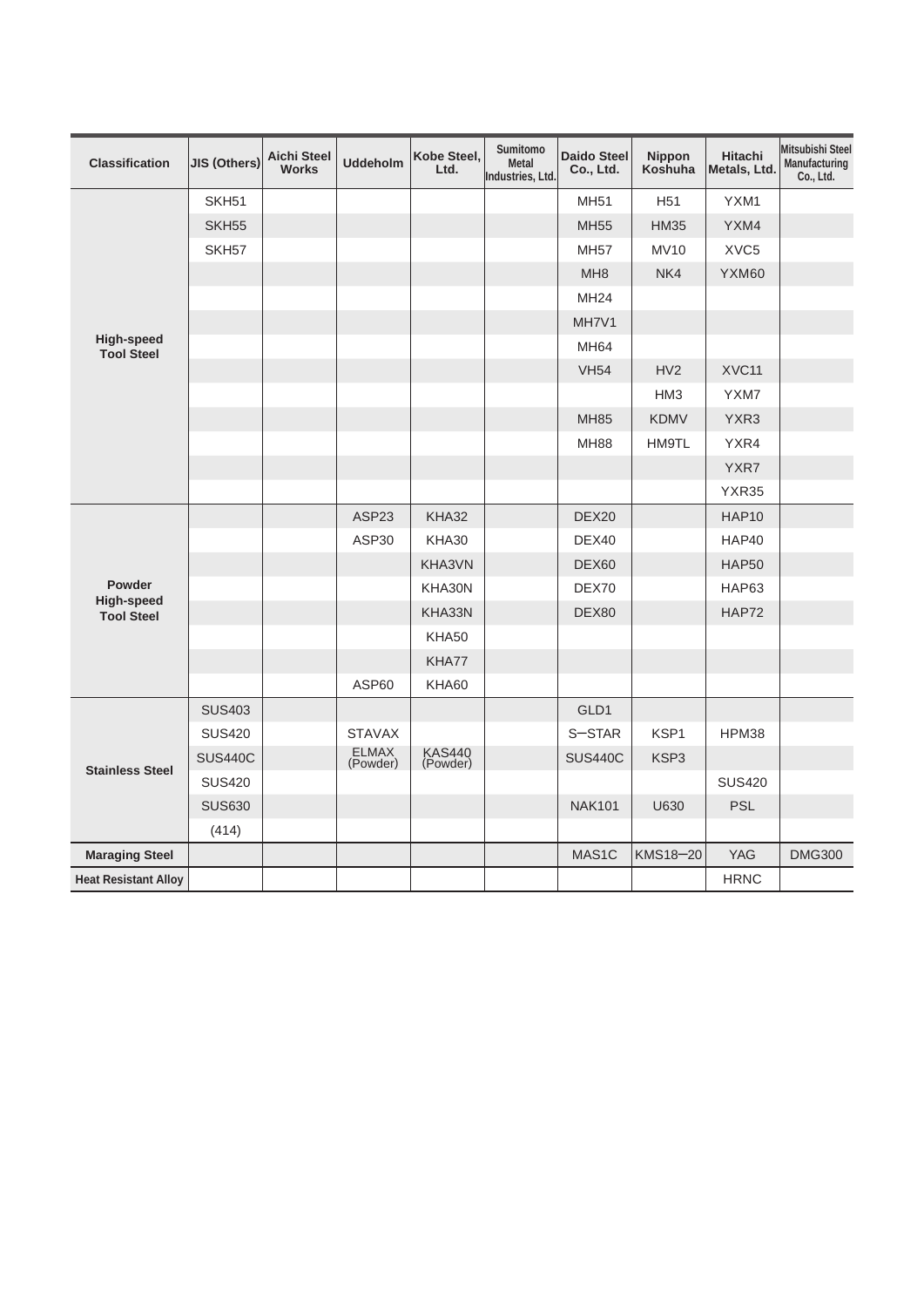| Classification | JIS (Others) | Aichi Steel Works | Uddeholm | Kobe Steel, Ltd. | Sumitomo Metal Industries, Ltd. | Daido Steel Co., Ltd. | Nippon Koshuha | Hitachi Metals, Ltd. | Mitsubishi Steel Manufacturing Co., Ltd. |
|---|---|---|---|---|---|---|---|---|---|
| High-speed Tool Steel | SKH51 | | | | | MH51 | H51 | YXM1 | |
| | SKH55 | | | | | MH55 | HM35 | YXM4 | |
| | SKH57 | | | | | MH57 | MV10 | XVC5 | |
| | | | | | | MH8 | NK4 | YXM60 | |
| | | | | | | MH24 | | | |
| | | | | | | MH7V1 | | | |
| | | | | | | MH64 | | | |
| | | | | | | VH54 | HV2 | XVC11 | |
| | | | | | | | HM3 | YXM7 | |
| | | | | | | MH85 | KDMV | YXR3 | |
| | | | | | | MH88 | HM9TL | YXR4 | |
| | | | | | | | | YXR7 | |
| | | | | | | | | YXR35 | |
| Powder High-speed Tool Steel | | | ASP23 | KHA32 | | DEX20 | | HAP10 | |
| | | | ASP30 | KHA30 | | DEX40 | | HAP40 | |
| | | | | KHA3VN | | DEX60 | | HAP50 | |
| | | | | KHA30N | | DEX70 | | HAP63 | |
| | | | | KHA33N | | DEX80 | | HAP72 | |
| | | | | KHA50 | | | | | |
| | | | | KHA77 | | | | | |
| | | | ASP60 | KHA60 | | | | | |
| Stainless Steel | SUS403 | | | | | GLD1 | | | |
| | SUS420 | | STAVAX | | | S−STAR | KSP1 | HPM38 | |
| | SUS440C | | ELMAX (Powder) | KAS440 (Powder) | | SUS440C | KSP3 | | |
| | SUS420 | | | | | | | SUS420 | |
| | SUS630 | | | | | NAK101 | U630 | PSL | |
| | (414) | | | | | | | | |
| Maraging Steel | | | | | | MAS1C | KMS18−20 | YAG | DMG300 |
| Heat Resistant Alloy | | | | | | | | HRNC | |